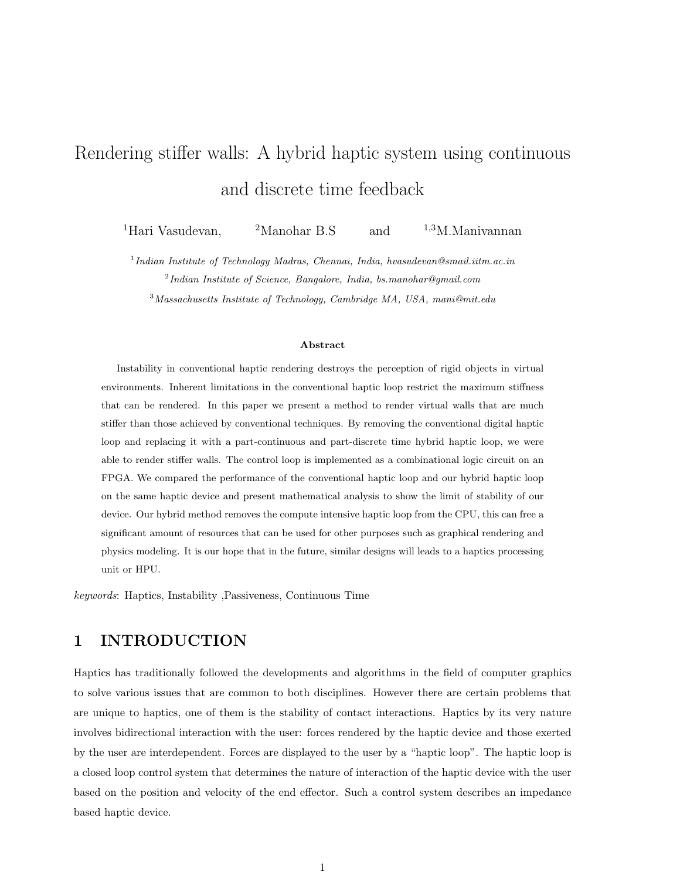# Rendering stiffer walls: A hybrid haptic system using continuous and discrete time feedback

[1]Hari Vasudevan, [2]Manohar B.S and [1,3]M.Manivannan

[1]*Indian Institute of Technology Madras, Chennai, India, hvasudevan@smail.iitm.ac.in*

[2]*Indian Institute of Science, Bangalore, India, bs.manohar@gmail.com*

[3]*Massachusetts Institute of Technology, Cambridge MA, USA, mani@mit.edu*

**Abstract**

Instability in conventional haptic rendering destroys the perception of rigid objects in virtual environments. Inherent limitations in the conventional haptic loop restrict the maximum stiffness that can be rendered. In this paper we present a method to render virtual walls that are much stiffer than those achieved by conventional techniques. By removing the conventional digital haptic loop and replacing it with a part-continuous and part-discrete time hybrid haptic loop, we were able to render stiffer walls. The control loop is implemented as a combinational logic circuit on an FPGA. We compared the performance of the conventional haptic loop and our hybrid haptic loop on the same haptic device and present mathematical analysis to show the limit of stability of our device. Our hybrid method removes the compute intensive haptic loop from the CPU, this can free a significant amount of resources that can be used for other purposes such as graphical rendering and physics modeling. It is our hope that in the future, similar designs will leads to a haptics processing unit or HPU.

*keywords*: Haptics, Instability ,Passiveness, Continuous Time

## 1 INTRODUCTION

Haptics has traditionally followed the developments and algorithms in the field of computer graphics to solve various issues that are common to both disciplines. However there are certain problems that are unique to haptics, one of them is the stability of contact interactions. Haptics by its very nature involves bidirectional interaction with the user: forces rendered by the haptic device and those exerted by the user are interdependent. Forces are displayed to the user by a "haptic loop". The haptic loop is a closed loop control system that determines the nature of interaction of the haptic device with the user based on the position and velocity of the end effector. Such a control system describes an impedance based haptic device.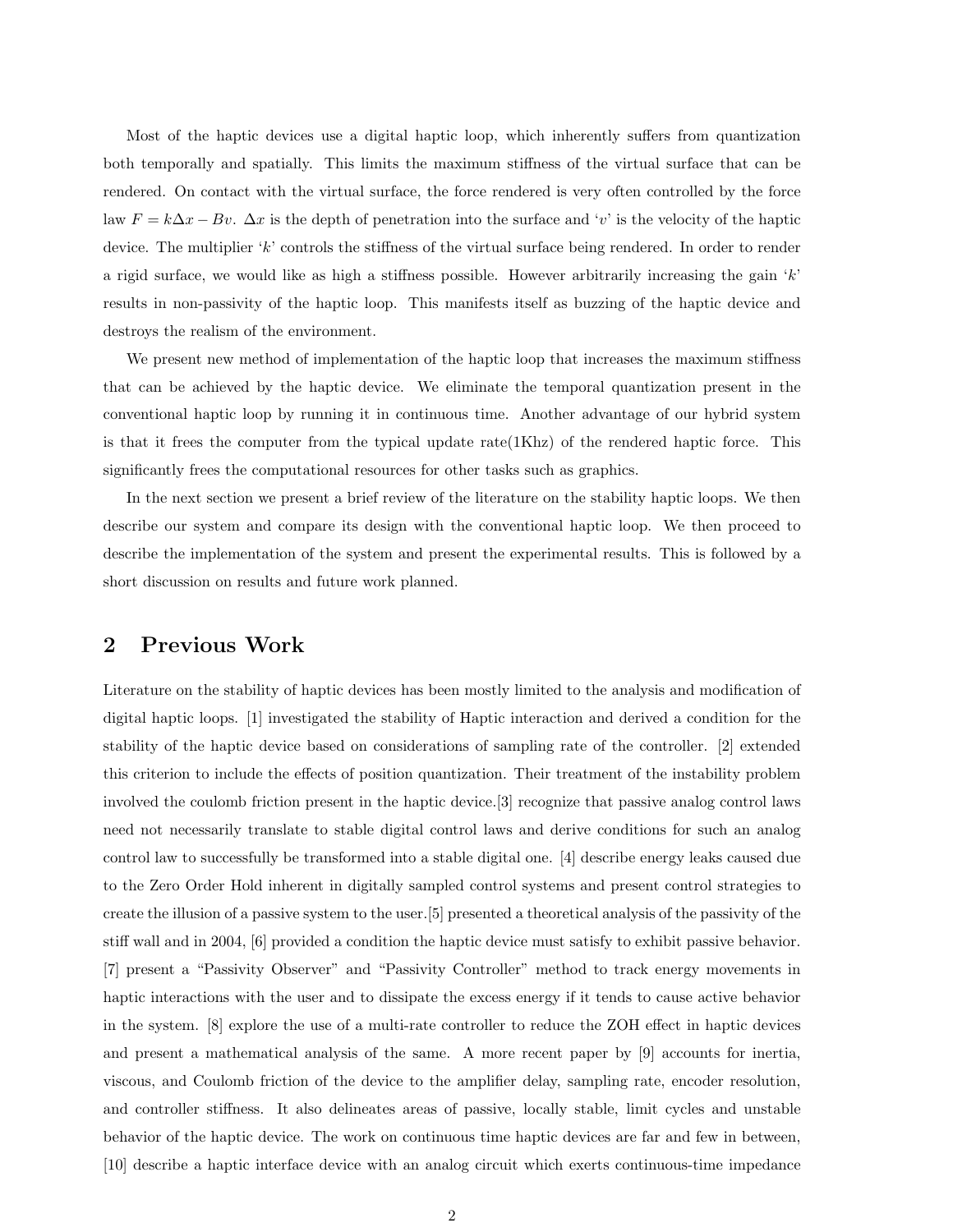Most of the haptic devices use a digital haptic loop, which inherently suffers from quantization both temporally and spatially. This limits the maximum stiffness of the virtual surface that can be rendered. On contact with the virtual surface, the force rendered is very often controlled by the force law $F = k\Delta x - Bv$. $\Delta x$ is the depth of penetration into the surface and '$v$' is the velocity of the haptic device. The multiplier '$k$' controls the stiffness of the virtual surface being rendered. In order to render a rigid surface, we would like as high a stiffness possible. However arbitrarily increasing the gain '$k$' results in non-passivity of the haptic loop. This manifests itself as buzzing of the haptic device and destroys the realism of the environment.

We present new method of implementation of the haptic loop that increases the maximum stiffness that can be achieved by the haptic device. We eliminate the temporal quantization present in the conventional haptic loop by running it in continuous time. Another advantage of our hybrid system is that it frees the computer from the typical update rate(1Khz) of the rendered haptic force. This significantly frees the computational resources for other tasks such as graphics.

In the next section we present a brief review of the literature on the stability haptic loops. We then describe our system and compare its design with the conventional haptic loop. We then proceed to describe the implementation of the system and present the experimental results. This is followed by a short discussion on results and future work planned.

## 2 Previous Work

Literature on the stability of haptic devices has been mostly limited to the analysis and modification of digital haptic loops. [1] investigated the stability of Haptic interaction and derived a condition for the stability of the haptic device based on considerations of sampling rate of the controller. [2] extended this criterion to include the effects of position quantization. Their treatment of the instability problem involved the coulomb friction present in the haptic device.[3] recognize that passive analog control laws need not necessarily translate to stable digital control laws and derive conditions for such an analog control law to successfully be transformed into a stable digital one. [4] describe energy leaks caused due to the Zero Order Hold inherent in digitally sampled control systems and present control strategies to create the illusion of a passive system to the user.[5] presented a theoretical analysis of the passivity of the stiff wall and in 2004, [6] provided a condition the haptic device must satisfy to exhibit passive behavior. [7] present a "Passivity Observer" and "Passivity Controller" method to track energy movements in haptic interactions with the user and to dissipate the excess energy if it tends to cause active behavior in the system. [8] explore the use of a multi-rate controller to reduce the ZOH effect in haptic devices and present a mathematical analysis of the same. A more recent paper by [9] accounts for inertia, viscous, and Coulomb friction of the device to the amplifier delay, sampling rate, encoder resolution, and controller stiffness. It also delineates areas of passive, locally stable, limit cycles and unstable behavior of the haptic device. The work on continuous time haptic devices are far and few in between, [10] describe a haptic interface device with an analog circuit which exerts continuous-time impedance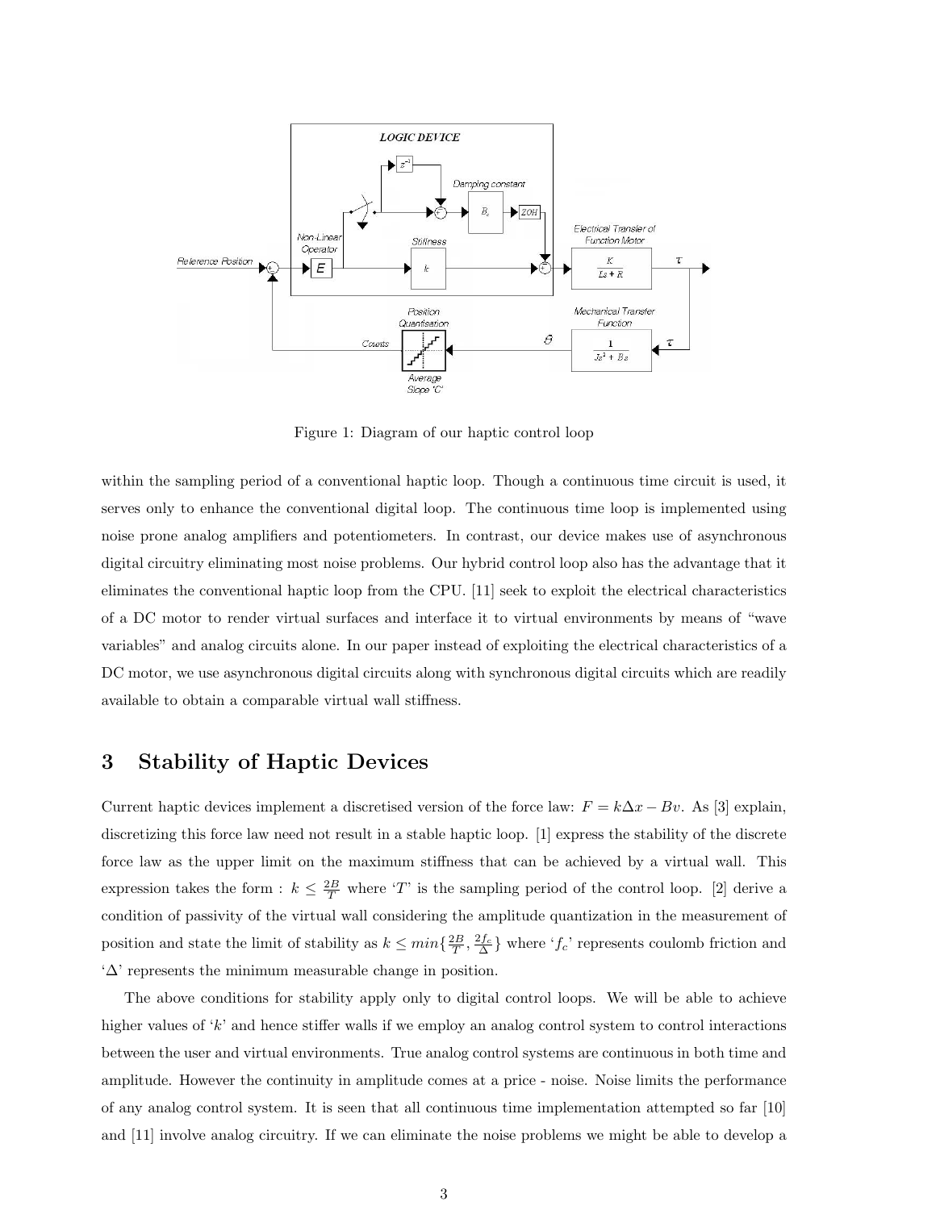Figure 1: Diagram of our haptic control loop

within the sampling period of a conventional haptic loop. Though a continuous time circuit is used, it serves only to enhance the conventional digital loop. The continuous time loop is implemented using noise prone analog amplifiers and potentiometers. In contrast, our device makes use of asynchronous digital circuitry eliminating most noise problems. Our hybrid control loop also has the advantage that it eliminates the conventional haptic loop from the CPU. [11] seek to exploit the electrical characteristics of a DC motor to render virtual surfaces and interface it to virtual environments by means of "wave variables" and analog circuits alone. In our paper instead of exploiting the electrical characteristics of a DC motor, we use asynchronous digital circuits along with synchronous digital circuits which are readily available to obtain a comparable virtual wall stiffness.

# 3 Stability of Haptic Devices

Current haptic devices implement a discretised version of the force law: $F = k\Delta x - Bv$. As [3] explain, discretizing this force law need not result in a stable haptic loop. [1] express the stability of the discrete force law as the upper limit on the maximum stiffness that can be achieved by a virtual wall. This expression takes the form : $k \leq \frac{2B}{T}$ where '$T$' is the sampling period of the control loop. [2] derive a condition of passivity of the virtual wall considering the amplitude quantization in the measurement of position and state the limit of stability as $k \leq min\{\frac{2B}{T}, \frac{2f_c}{\Delta}\}$ where '$f_c$' represents coulomb friction and '$\Delta$' represents the minimum measurable change in position.

The above conditions for stability apply only to digital control loops. We will be able to achieve higher values of '$k$' and hence stiffer walls if we employ an analog control system to control interactions between the user and virtual environments. True analog control systems are continuous in both time and amplitude. However the continuity in amplitude comes at a price - noise. Noise limits the performance of any analog control system. It is seen that all continuous time implementation attempted so far [10] and [11] involve analog circuitry. If we can eliminate the noise problems we might be able to develop a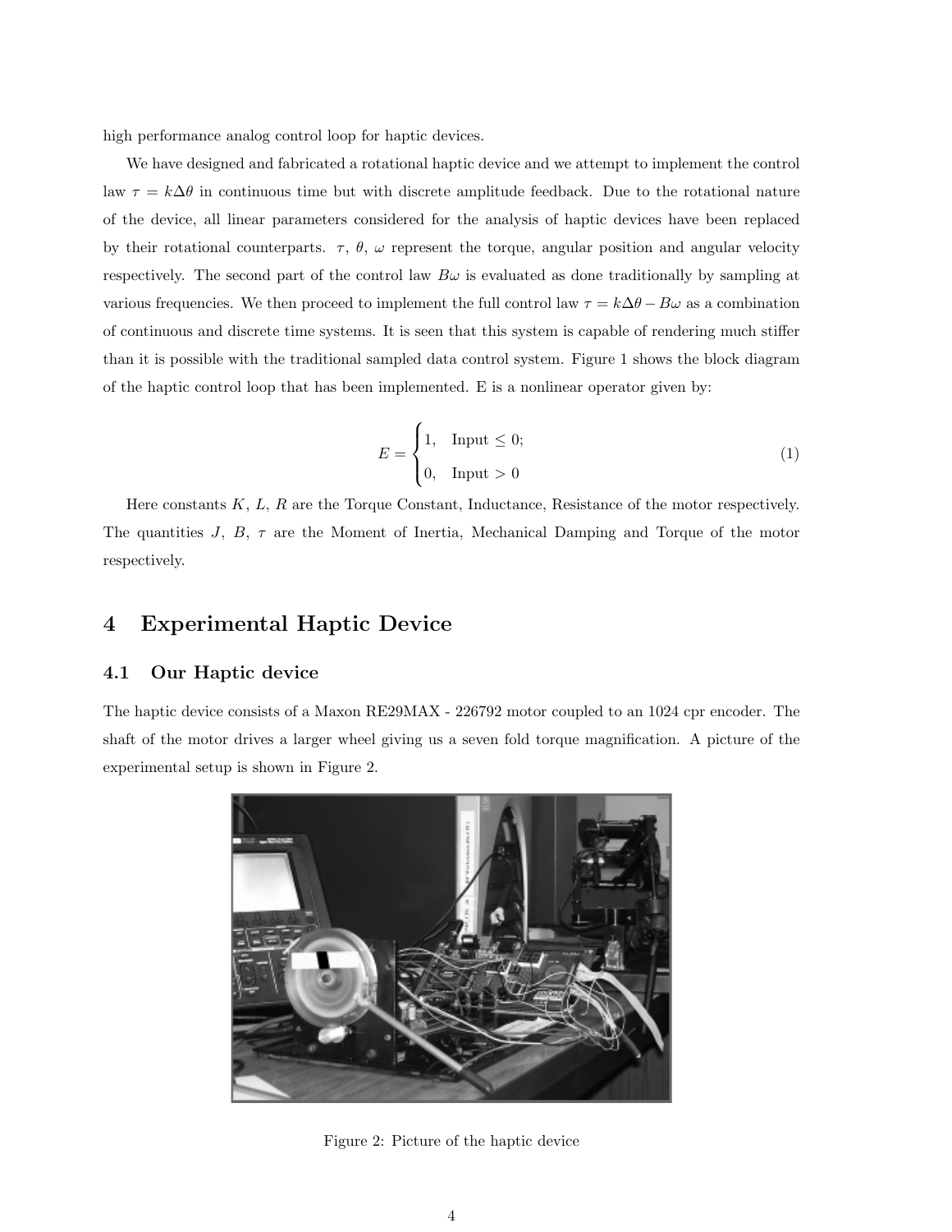high performance analog control loop for haptic devices.

We have designed and fabricated a rotational haptic device and we attempt to implement the control law $\tau = k\Delta\theta$ in continuous time but with discrete amplitude feedback. Due to the rotational nature of the device, all linear parameters considered for the analysis of haptic devices have been replaced by their rotational counterparts. $\tau$, $\theta$, $\omega$ represent the torque, angular position and angular velocity respectively. The second part of the control law $B\omega$ is evaluated as done traditionally by sampling at various frequencies. We then proceed to implement the full control law $\tau = k\Delta\theta - B\omega$ as a combination of continuous and discrete time systems. It is seen that this system is capable of rendering much stiffer than it is possible with the traditional sampled data control system. Figure 1 shows the block diagram of the haptic control loop that has been implemented. E is a nonlinear operator given by:

$$E = \begin{cases} 1, & \text{Input} \leq 0; \\ 0, & \text{Input} > 0 \end{cases} \tag{1}$$

Here constants $K$, $L$, $R$ are the Torque Constant, Inductance, Resistance of the motor respectively. The quantities $J$, $B$, $\tau$ are the Moment of Inertia, Mechanical Damping and Torque of the motor respectively.

# 4 Experimental Haptic Device

## 4.1 Our Haptic device

The haptic device consists of a Maxon RE29MAX - 226792 motor coupled to an 1024 cpr encoder. The shaft of the motor drives a larger wheel giving us a seven fold torque magnification. A picture of the experimental setup is shown in Figure 2.

Figure 2: Picture of the haptic device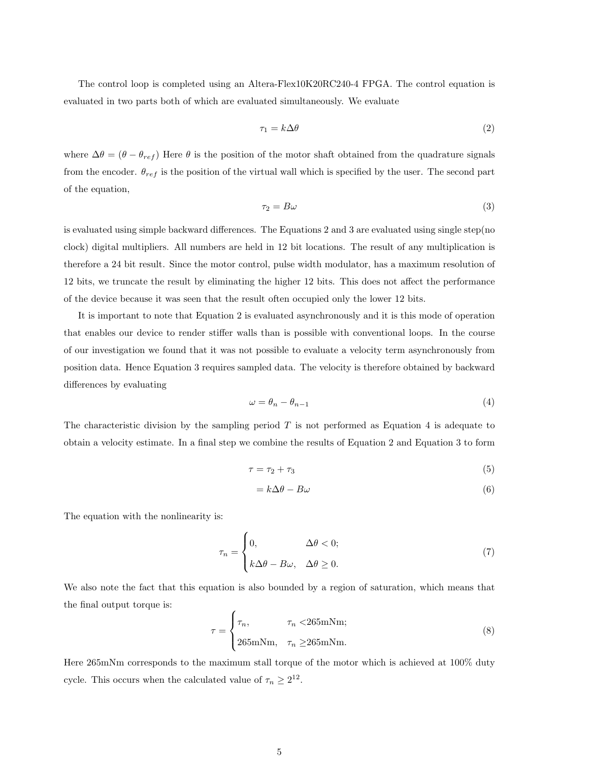The control loop is completed using an Altera-Flex10K20RC240-4 FPGA. The control equation is evaluated in two parts both of which are evaluated simultaneously. We evaluate

$$\tau_1 = k\Delta\theta \tag{2}$$

where $\Delta\theta = (\theta - \theta_{ref})$ Here $\theta$ is the position of the motor shaft obtained from the quadrature signals from the encoder. $\theta_{ref}$ is the position of the virtual wall which is specified by the user. The second part of the equation,

$$\tau_2 = B\omega \tag{3}$$

is evaluated using simple backward differences. The Equations 2 and 3 are evaluated using single step(no clock) digital multipliers. All numbers are held in 12 bit locations. The result of any multiplication is therefore a 24 bit result. Since the motor control, pulse width modulator, has a maximum resolution of 12 bits, we truncate the result by eliminating the higher 12 bits. This does not affect the performance of the device because it was seen that the result often occupied only the lower 12 bits.

It is important to note that Equation 2 is evaluated asynchronously and it is this mode of operation that enables our device to render stiffer walls than is possible with conventional loops. In the course of our investigation we found that it was not possible to evaluate a velocity term asynchronously from position data. Hence Equation 3 requires sampled data. The velocity is therefore obtained by backward differences by evaluating

$$\omega = \theta_n - \theta_{n-1} \tag{4}$$

The characteristic division by the sampling period $T$ is not performed as Equation 4 is adequate to obtain a velocity estimate. In a final step we combine the results of Equation 2 and Equation 3 to form

$$\tau = \tau_2 + \tau_3 \tag{5}$$

$$= k\Delta\theta - B\omega \tag{6}$$

The equation with the nonlinearity is:

$$\tau_n = \begin{cases} 0, & \Delta\theta < 0; \\ k\Delta\theta - B\omega, & \Delta\theta \geq 0. \end{cases} \tag{7}$$

We also note the fact that this equation is also bounded by a region of saturation, which means that the final output torque is:

$$\tau = \begin{cases} \tau_n, & \tau_n < 265\text{mNm}; \\ 265\text{mNm}, & \tau_n \geq 265\text{mNm}. \end{cases} \tag{8}$$

Here 265mNm corresponds to the maximum stall torque of the motor which is achieved at 100% duty cycle. This occurs when the calculated value of $\tau_n \geq 2^{12}$.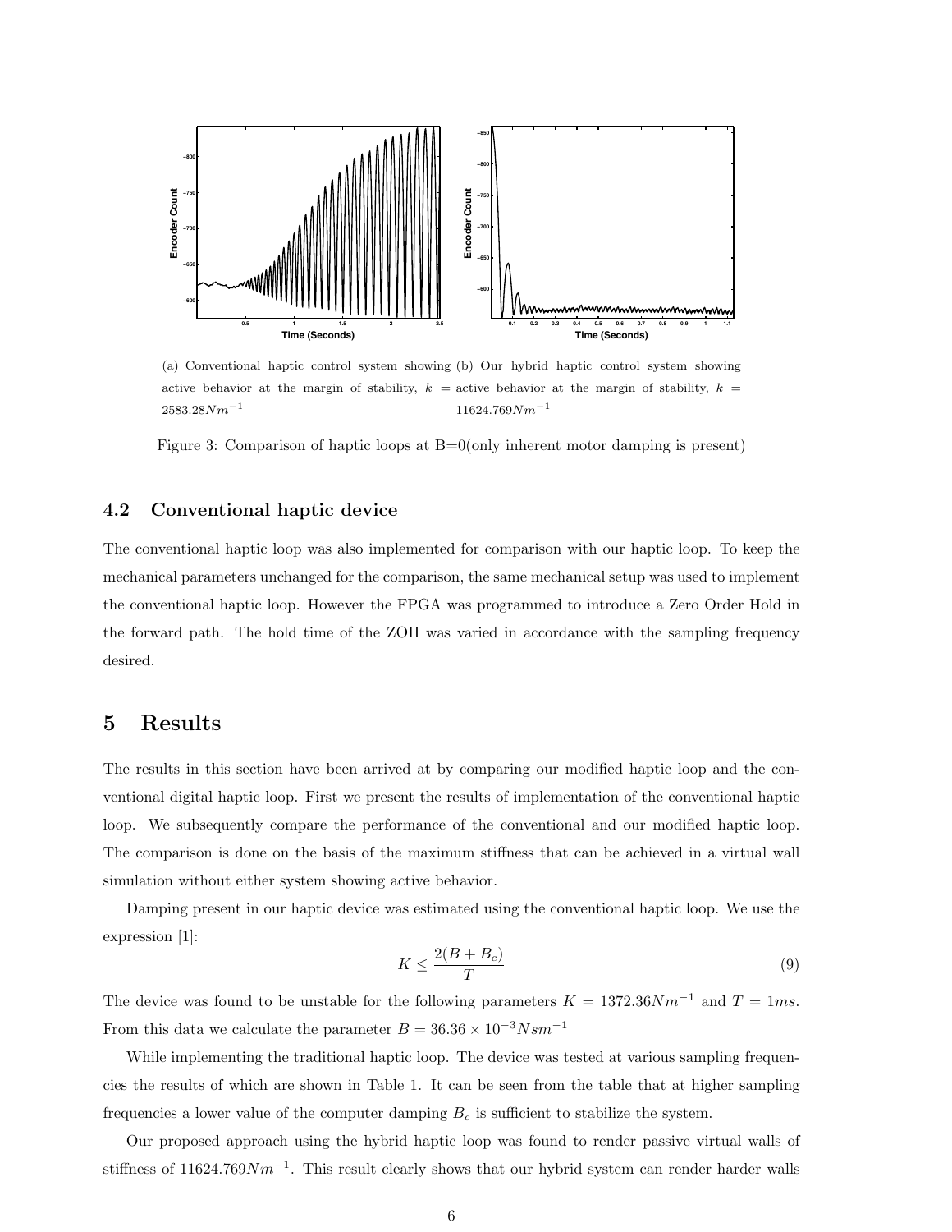(a) Conventional haptic control system showing active behavior at the margin of stability, $k = 2583.28Nm^{-1}$

(b) Our hybrid haptic control system showing active behavior at the margin of stability, $k = 11624.769Nm^{-1}$

Figure 3: Comparison of haptic loops at B=0(only inherent motor damping is present)

### 4.2 Conventional haptic device

The conventional haptic loop was also implemented for comparison with our haptic loop. To keep the mechanical parameters unchanged for the comparison, the same mechanical setup was used to implement the conventional haptic loop. However the FPGA was programmed to introduce a Zero Order Hold in the forward path. The hold time of the ZOH was varied in accordance with the sampling frequency desired.

## 5 Results

The results in this section have been arrived at by comparing our modified haptic loop and the conventional digital haptic loop. First we present the results of implementation of the conventional haptic loop. We subsequently compare the performance of the conventional and our modified haptic loop. The comparison is done on the basis of the maximum stiffness that can be achieved in a virtual wall simulation without either system showing active behavior.

Damping present in our haptic device was estimated using the conventional haptic loop. We use the expression [1]:

$$K \leq \frac{2(B + B_c)}{T} \tag{9}$$

The device was found to be unstable for the following parameters $K = 1372.36Nm^{-1}$ and $T = 1ms$. From this data we calculate the parameter $B = 36.36 \times 10^{-3}Nsm^{-1}$

While implementing the traditional haptic loop. The device was tested at various sampling frequencies the results of which are shown in Table 1. It can be seen from the table that at higher sampling frequencies a lower value of the computer damping $B_c$ is sufficient to stabilize the system.

Our proposed approach using the hybrid haptic loop was found to render passive virtual walls of stiffness of $11624.769Nm^{-1}$. This result clearly shows that our hybrid system can render harder walls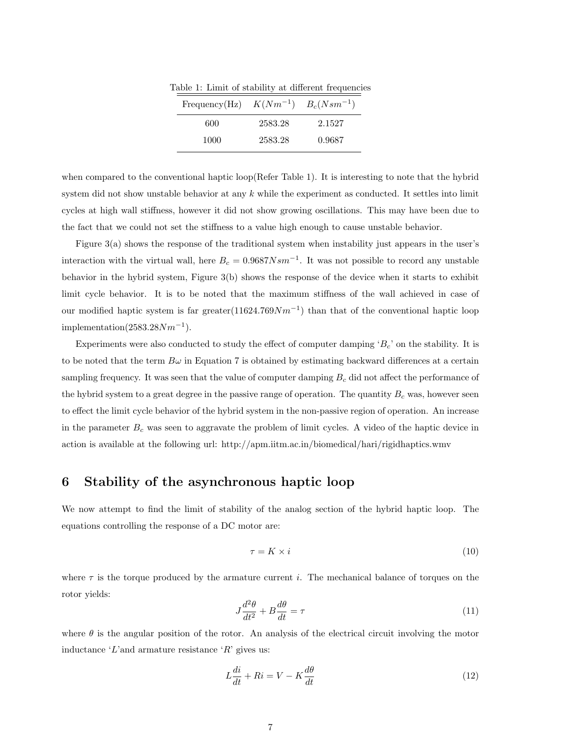Table 1: Limit of stability at different frequencies

| Frequency(Hz) | $K(Nm^{-1})$ | $B_c(Nsm^{-1})$ |
|---|---|---|
| 600 | 2583.28 | 2.1527 |
| 1000 | 2583.28 | 0.9687 |

when compared to the conventional haptic loop(Refer Table 1). It is interesting to note that the hybrid system did not show unstable behavior at any $k$ while the experiment as conducted. It settles into limit cycles at high wall stiffness, however it did not show growing oscillations. This may have been due to the fact that we could not set the stiffness to a value high enough to cause unstable behavior.

Figure 3(a) shows the response of the traditional system when instability just appears in the user's interaction with the virtual wall, here $B_c = 0.9687Nsm^{-1}$. It was not possible to record any unstable behavior in the hybrid system, Figure 3(b) shows the response of the device when it starts to exhibit limit cycle behavior. It is to be noted that the maximum stiffness of the wall achieved in case of our modified haptic system is far greater($11624.769Nm^{-1}$) than that of the conventional haptic loop implementation($2583.28Nm^{-1}$).

Experiments were also conducted to study the effect of computer damping '$B_c$' on the stability. It is to be noted that the term $B\omega$ in Equation 7 is obtained by estimating backward differences at a certain sampling frequency. It was seen that the value of computer damping $B_c$ did not affect the performance of the hybrid system to a great degree in the passive range of operation. The quantity $B_c$ was, however seen to effect the limit cycle behavior of the hybrid system in the non-passive region of operation. An increase in the parameter $B_c$ was seen to aggravate the problem of limit cycles. A video of the haptic device in action is available at the following url: http://apm.iitm.ac.in/biomedical/hari/rigidhaptics.wmv

# 6 Stability of the asynchronous haptic loop

We now attempt to find the limit of stability of the analog section of the hybrid haptic loop. The equations controlling the response of a DC motor are:

$$\tau = K \times i \tag{10}$$

where $\tau$ is the torque produced by the armature current $i$. The mechanical balance of torques on the rotor yields:

$$J\frac{d^2\theta}{dt^2} + B\frac{d\theta}{dt} = \tau \tag{11}$$

where $\theta$ is the angular position of the rotor. An analysis of the electrical circuit involving the motor inductance '$L$'and armature resistance '$R$' gives us:

$$L\frac{di}{dt} + Ri = V - K\frac{d\theta}{dt} \tag{12}$$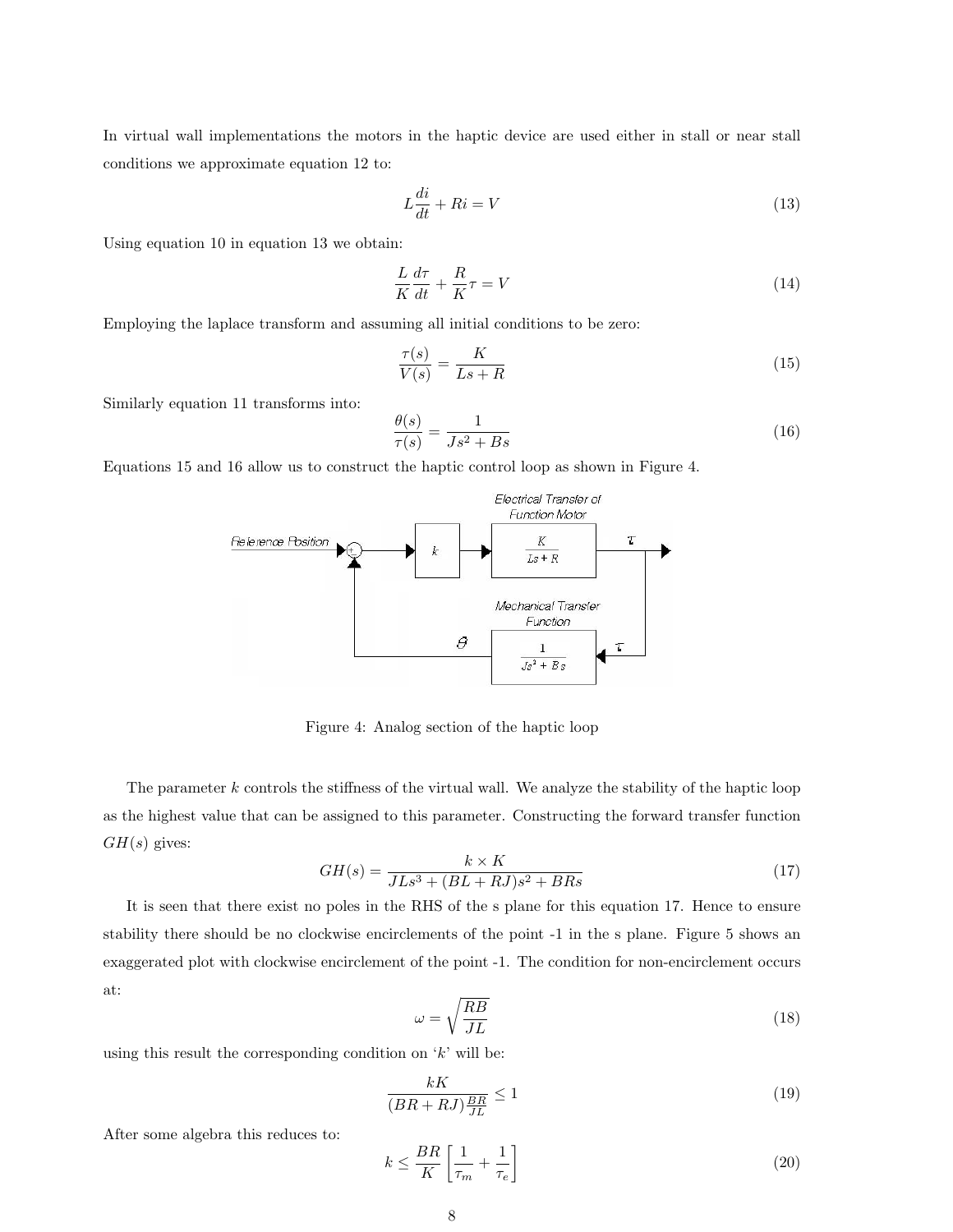In virtual wall implementations the motors in the haptic device are used either in stall or near stall conditions we approximate equation 12 to:

$$L\frac{di}{dt} + Ri = V \tag{13}$$

Using equation 10 in equation 13 we obtain:

$$\frac{L}{K}\frac{d\tau}{dt} + \frac{R}{K}\tau = V \tag{14}$$

Employing the laplace transform and assuming all initial conditions to be zero:

$$\frac{\tau(s)}{V(s)} = \frac{K}{Ls + R} \tag{15}$$

Similarly equation 11 transforms into:

$$\frac{\theta(s)}{\tau(s)} = \frac{1}{Js^2 + Bs} \tag{16}$$

Equations 15 and 16 allow us to construct the haptic control loop as shown in Figure 4.

Figure 4: Analog section of the haptic loop

The parameter $k$ controls the stiffness of the virtual wall. We analyze the stability of the haptic loop as the highest value that can be assigned to this parameter. Constructing the forward transfer function $GH(s)$ gives:

$$GH(s) = \frac{k \times K}{JLs^3 + (BL + RJ)s^2 + BRs} \tag{17}$$

It is seen that there exist no poles in the RHS of the s plane for this equation 17. Hence to ensure stability there should be no clockwise encirclements of the point -1 in the s plane. Figure 5 shows an exaggerated plot with clockwise encirclement of the point -1. The condition for non-encirclement occurs at:

$$\omega = \sqrt{\frac{RB}{JL}} \tag{18}$$

using this result the corresponding condition on '$k$' will be:

$$\frac{kK}{(BR + RJ)\frac{BR}{JL}} \leq 1 \tag{19}$$

After some algebra this reduces to:

$$k \leq \frac{BR}{K}\left[\frac{1}{\tau_m} + \frac{1}{\tau_e}\right] \tag{20}$$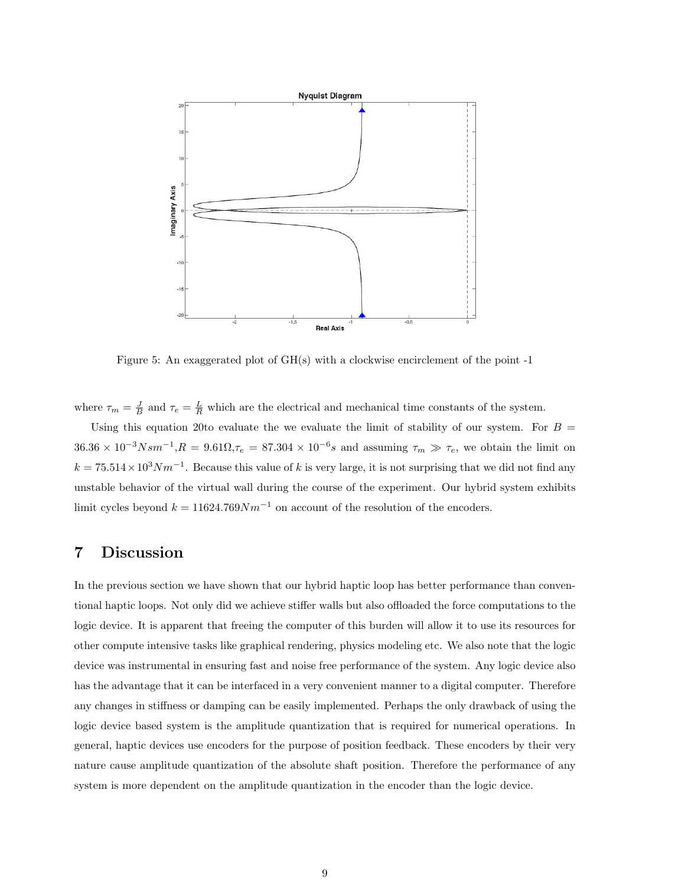Figure 5: An exaggerated plot of GH(s) with a clockwise encirclement of the point -1

where $\tau_m = \frac{J}{B}$ and $\tau_e = \frac{L}{R}$ which are the electrical and mechanical time constants of the system.

Using this equation 20to evaluate the we evaluate the limit of stability of our system. For $B = 36.36 \times 10^{-3} Nsm^{-1}$,$R = 9.61\Omega$,$\tau_e = 87.304 \times 10^{-6}s$ and assuming $\tau_m \gg \tau_e$, we obtain the limit on $k = 75.514 \times 10^3 Nm^{-1}$. Because this value of $k$ is very large, it is not surprising that we did not find any unstable behavior of the virtual wall during the course of the experiment. Our hybrid system exhibits limit cycles beyond $k = 11624.769 Nm^{-1}$ on account of the resolution of the encoders.

## 7 Discussion

In the previous section we have shown that our hybrid haptic loop has better performance than conventional haptic loops. Not only did we achieve stiffer walls but also offloaded the force computations to the logic device. It is apparent that freeing the computer of this burden will allow it to use its resources for other compute intensive tasks like graphical rendering, physics modeling etc. We also note that the logic device was instrumental in ensuring fast and noise free performance of the system. Any logic device also has the advantage that it can be interfaced in a very convenient manner to a digital computer. Therefore any changes in stiffness or damping can be easily implemented. Perhaps the only drawback of using the logic device based system is the amplitude quantization that is required for numerical operations. In general, haptic devices use encoders for the purpose of position feedback. These encoders by their very nature cause amplitude quantization of the absolute shaft position. Therefore the performance of any system is more dependent on the amplitude quantization in the encoder than the logic device.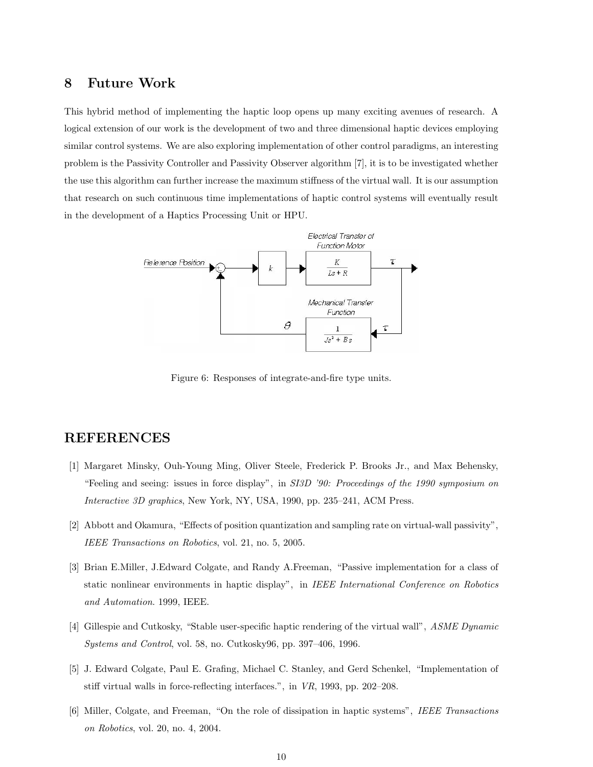# 8 Future Work

This hybrid method of implementing the haptic loop opens up many exciting avenues of research. A logical extension of our work is the development of two and three dimensional haptic devices employing similar control systems. We are also exploring implementation of other control paradigms, an interesting problem is the Passivity Controller and Passivity Observer algorithm [7], it is to be investigated whether the use this algorithm can further increase the maximum stiffness of the virtual wall. It is our assumption that research on such continuous time implementations of haptic control systems will eventually result in the development of a Haptics Processing Unit or HPU.

Figure 6: Responses of integrate-and-fire type units.

# REFERENCES

[1] Margaret Minsky, Ouh-Young Ming, Oliver Steele, Frederick P. Brooks Jr., and Max Behensky, "Feeling and seeing: issues in force display", in *SI3D '90: Proceedings of the 1990 symposium on Interactive 3D graphics*, New York, NY, USA, 1990, pp. 235–241, ACM Press.

[2] Abbott and Okamura, "Effects of position quantization and sampling rate on virtual-wall passivity", *IEEE Transactions on Robotics*, vol. 21, no. 5, 2005.

[3] Brian E.Miller, J.Edward Colgate, and Randy A.Freeman, "Passive implementation for a class of static nonlinear environments in haptic display", in *IEEE International Conference on Robotics and Automation*. 1999, IEEE.

[4] Gillespie and Cutkosky, "Stable user-specific haptic rendering of the virtual wall", *ASME Dynamic Systems and Control*, vol. 58, no. Cutkosky96, pp. 397–406, 1996.

[5] J. Edward Colgate, Paul E. Grafing, Michael C. Stanley, and Gerd Schenkel, "Implementation of stiff virtual walls in force-reflecting interfaces.", in *VR*, 1993, pp. 202–208.

[6] Miller, Colgate, and Freeman, "On the role of dissipation in haptic systems", *IEEE Transactions on Robotics*, vol. 20, no. 4, 2004.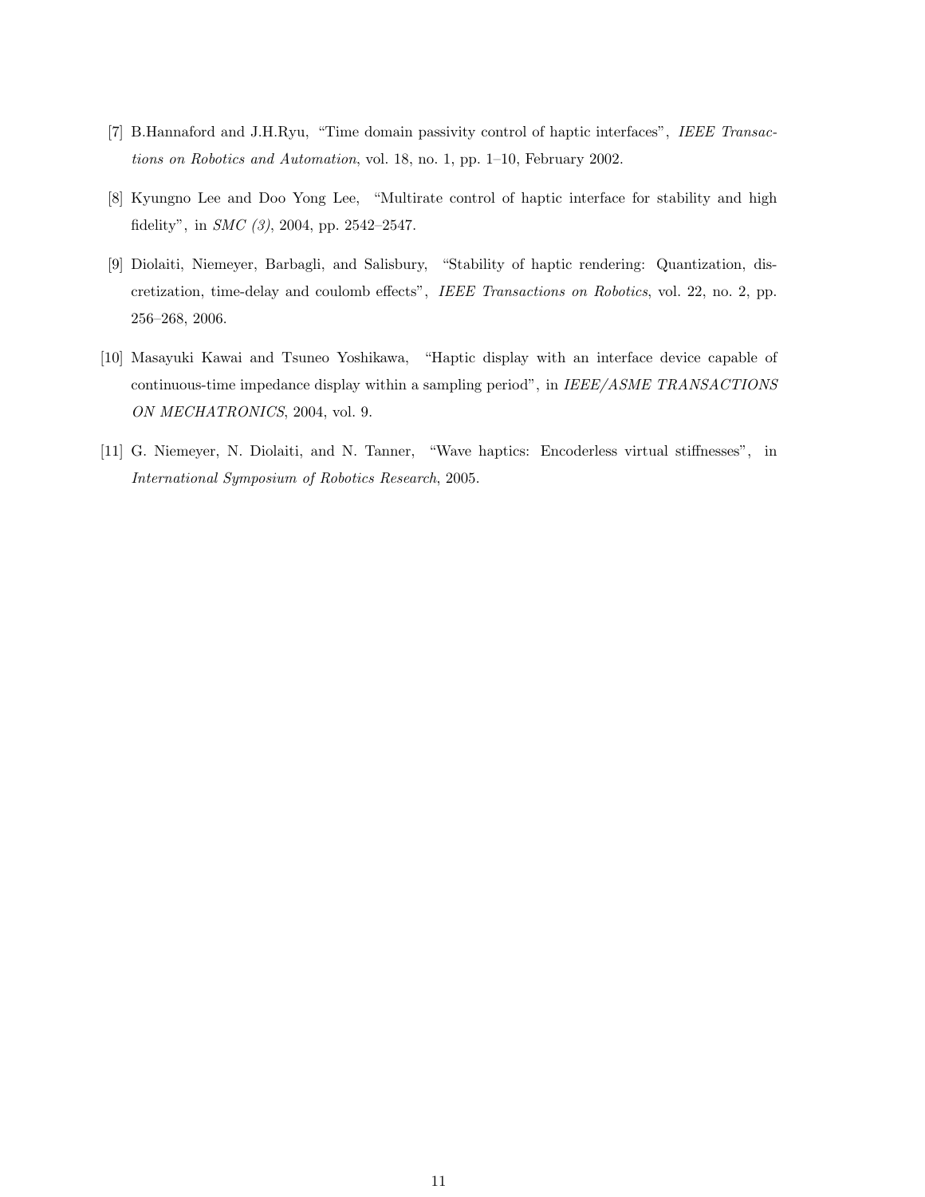[7] B.Hannaford and J.H.Ryu, "Time domain passivity control of haptic interfaces", *IEEE Transactions on Robotics and Automation*, vol. 18, no. 1, pp. 1–10, February 2002.

[8] Kyungno Lee and Doo Yong Lee, "Multirate control of haptic interface for stability and high fidelity", in *SMC (3)*, 2004, pp. 2542–2547.

[9] Diolaiti, Niemeyer, Barbagli, and Salisbury, "Stability of haptic rendering: Quantization, discretization, time-delay and coulomb effects", *IEEE Transactions on Robotics*, vol. 22, no. 2, pp. 256–268, 2006.

[10] Masayuki Kawai and Tsuneo Yoshikawa, "Haptic display with an interface device capable of continuous-time impedance display within a sampling period", in *IEEE/ASME TRANSACTIONS ON MECHATRONICS*, 2004, vol. 9.

[11] G. Niemeyer, N. Diolaiti, and N. Tanner, "Wave haptics: Encoderless virtual stiffnesses", in *International Symposium of Robotics Research*, 2005.